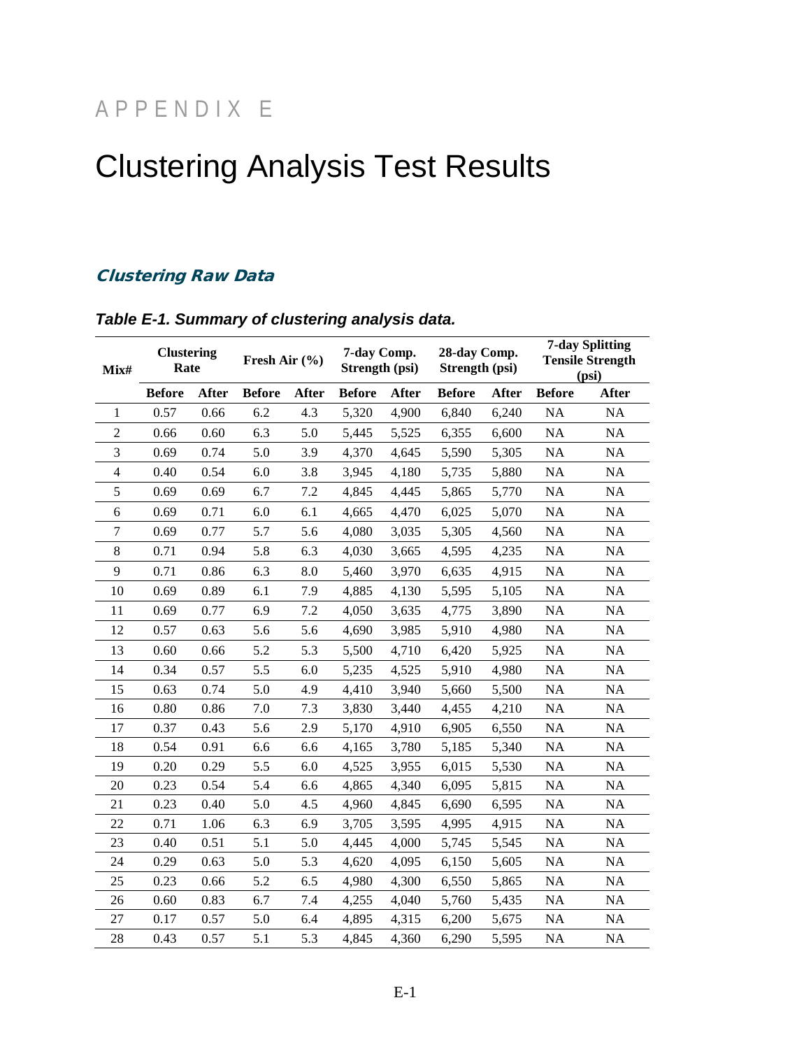# APPENDIX E

# Clustering Analysis Test Results

## Clustering Raw Data

***Table E-1. Summary of clustering analysis data.***

| Mix# | Clustering Rate | | Fresh Air (%) | | 7-day Comp. Strength (psi) | | 28-day Comp. Strength (psi) | | 7-day Splitting Tensile Strength (psi) | |
|---|---|---|---|---|---|---|---|---|---|---|
| | Before | After | Before | After | Before | After | Before | After | Before | After |
| 1 | 0.57 | 0.66 | 6.2 | 4.3 | 5,320 | 4,900 | 6,840 | 6,240 | NA | NA |
| 2 | 0.66 | 0.60 | 6.3 | 5.0 | 5,445 | 5,525 | 6,355 | 6,600 | NA | NA |
| 3 | 0.69 | 0.74 | 5.0 | 3.9 | 4,370 | 4,645 | 5,590 | 5,305 | NA | NA |
| 4 | 0.40 | 0.54 | 6.0 | 3.8 | 3,945 | 4,180 | 5,735 | 5,880 | NA | NA |
| 5 | 0.69 | 0.69 | 6.7 | 7.2 | 4,845 | 4,445 | 5,865 | 5,770 | NA | NA |
| 6 | 0.69 | 0.71 | 6.0 | 6.1 | 4,665 | 4,470 | 6,025 | 5,070 | NA | NA |
| 7 | 0.69 | 0.77 | 5.7 | 5.6 | 4,080 | 3,035 | 5,305 | 4,560 | NA | NA |
| 8 | 0.71 | 0.94 | 5.8 | 6.3 | 4,030 | 3,665 | 4,595 | 4,235 | NA | NA |
| 9 | 0.71 | 0.86 | 6.3 | 8.0 | 5,460 | 3,970 | 6,635 | 4,915 | NA | NA |
| 10 | 0.69 | 0.89 | 6.1 | 7.9 | 4,885 | 4,130 | 5,595 | 5,105 | NA | NA |
| 11 | 0.69 | 0.77 | 6.9 | 7.2 | 4,050 | 3,635 | 4,775 | 3,890 | NA | NA |
| 12 | 0.57 | 0.63 | 5.6 | 5.6 | 4,690 | 3,985 | 5,910 | 4,980 | NA | NA |
| 13 | 0.60 | 0.66 | 5.2 | 5.3 | 5,500 | 4,710 | 6,420 | 5,925 | NA | NA |
| 14 | 0.34 | 0.57 | 5.5 | 6.0 | 5,235 | 4,525 | 5,910 | 4,980 | NA | NA |
| 15 | 0.63 | 0.74 | 5.0 | 4.9 | 4,410 | 3,940 | 5,660 | 5,500 | NA | NA |
| 16 | 0.80 | 0.86 | 7.0 | 7.3 | 3,830 | 3,440 | 4,455 | 4,210 | NA | NA |
| 17 | 0.37 | 0.43 | 5.6 | 2.9 | 5,170 | 4,910 | 6,905 | 6,550 | NA | NA |
| 18 | 0.54 | 0.91 | 6.6 | 6.6 | 4,165 | 3,780 | 5,185 | 5,340 | NA | NA |
| 19 | 0.20 | 0.29 | 5.5 | 6.0 | 4,525 | 3,955 | 6,015 | 5,530 | NA | NA |
| 20 | 0.23 | 0.54 | 5.4 | 6.6 | 4,865 | 4,340 | 6,095 | 5,815 | NA | NA |
| 21 | 0.23 | 0.40 | 5.0 | 4.5 | 4,960 | 4,845 | 6,690 | 6,595 | NA | NA |
| 22 | 0.71 | 1.06 | 6.3 | 6.9 | 3,705 | 3,595 | 4,995 | 4,915 | NA | NA |
| 23 | 0.40 | 0.51 | 5.1 | 5.0 | 4,445 | 4,000 | 5,745 | 5,545 | NA | NA |
| 24 | 0.29 | 0.63 | 5.0 | 5.3 | 4,620 | 4,095 | 6,150 | 5,605 | NA | NA |
| 25 | 0.23 | 0.66 | 5.2 | 6.5 | 4,980 | 4,300 | 6,550 | 5,865 | NA | NA |
| 26 | 0.60 | 0.83 | 6.7 | 7.4 | 4,255 | 4,040 | 5,760 | 5,435 | NA | NA |
| 27 | 0.17 | 0.57 | 5.0 | 6.4 | 4,895 | 4,315 | 6,200 | 5,675 | NA | NA |
| 28 | 0.43 | 0.57 | 5.1 | 5.3 | 4,845 | 4,360 | 6,290 | 5,595 | NA | NA |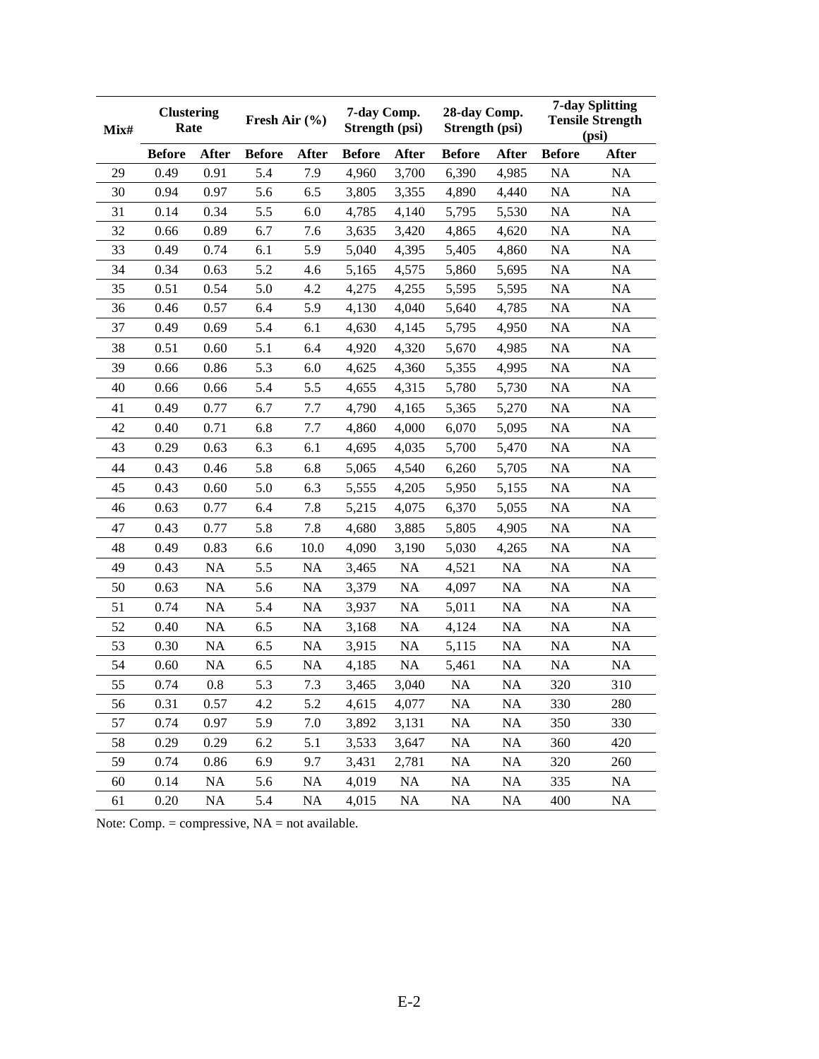| Mix# | Clustering Rate | | Fresh Air (%) | | 7-day Comp. Strength (psi) | | 28-day Comp. Strength (psi) | | 7-day Splitting Tensile Strength (psi) | |
|---|---|---|---|---|---|---|---|---|---|---|
| | Before | After | Before | After | Before | After | Before | After | Before | After |
| 29 | 0.49 | 0.91 | 5.4 | 7.9 | 4,960 | 3,700 | 6,390 | 4,985 | NA | NA |
| 30 | 0.94 | 0.97 | 5.6 | 6.5 | 3,805 | 3,355 | 4,890 | 4,440 | NA | NA |
| 31 | 0.14 | 0.34 | 5.5 | 6.0 | 4,785 | 4,140 | 5,795 | 5,530 | NA | NA |
| 32 | 0.66 | 0.89 | 6.7 | 7.6 | 3,635 | 3,420 | 4,865 | 4,620 | NA | NA |
| 33 | 0.49 | 0.74 | 6.1 | 5.9 | 5,040 | 4,395 | 5,405 | 4,860 | NA | NA |
| 34 | 0.34 | 0.63 | 5.2 | 4.6 | 5,165 | 4,575 | 5,860 | 5,695 | NA | NA |
| 35 | 0.51 | 0.54 | 5.0 | 4.2 | 4,275 | 4,255 | 5,595 | 5,595 | NA | NA |
| 36 | 0.46 | 0.57 | 6.4 | 5.9 | 4,130 | 4,040 | 5,640 | 4,785 | NA | NA |
| 37 | 0.49 | 0.69 | 5.4 | 6.1 | 4,630 | 4,145 | 5,795 | 4,950 | NA | NA |
| 38 | 0.51 | 0.60 | 5.1 | 6.4 | 4,920 | 4,320 | 5,670 | 4,985 | NA | NA |
| 39 | 0.66 | 0.86 | 5.3 | 6.0 | 4,625 | 4,360 | 5,355 | 4,995 | NA | NA |
| 40 | 0.66 | 0.66 | 5.4 | 5.5 | 4,655 | 4,315 | 5,780 | 5,730 | NA | NA |
| 41 | 0.49 | 0.77 | 6.7 | 7.7 | 4,790 | 4,165 | 5,365 | 5,270 | NA | NA |
| 42 | 0.40 | 0.71 | 6.8 | 7.7 | 4,860 | 4,000 | 6,070 | 5,095 | NA | NA |
| 43 | 0.29 | 0.63 | 6.3 | 6.1 | 4,695 | 4,035 | 5,700 | 5,470 | NA | NA |
| 44 | 0.43 | 0.46 | 5.8 | 6.8 | 5,065 | 4,540 | 6,260 | 5,705 | NA | NA |
| 45 | 0.43 | 0.60 | 5.0 | 6.3 | 5,555 | 4,205 | 5,950 | 5,155 | NA | NA |
| 46 | 0.63 | 0.77 | 6.4 | 7.8 | 5,215 | 4,075 | 6,370 | 5,055 | NA | NA |
| 47 | 0.43 | 0.77 | 5.8 | 7.8 | 4,680 | 3,885 | 5,805 | 4,905 | NA | NA |
| 48 | 0.49 | 0.83 | 6.6 | 10.0 | 4,090 | 3,190 | 5,030 | 4,265 | NA | NA |
| 49 | 0.43 | NA | 5.5 | NA | 3,465 | NA | 4,521 | NA | NA | NA |
| 50 | 0.63 | NA | 5.6 | NA | 3,379 | NA | 4,097 | NA | NA | NA |
| 51 | 0.74 | NA | 5.4 | NA | 3,937 | NA | 5,011 | NA | NA | NA |
| 52 | 0.40 | NA | 6.5 | NA | 3,168 | NA | 4,124 | NA | NA | NA |
| 53 | 0.30 | NA | 6.5 | NA | 3,915 | NA | 5,115 | NA | NA | NA |
| 54 | 0.60 | NA | 6.5 | NA | 4,185 | NA | 5,461 | NA | NA | NA |
| 55 | 0.74 | 0.8 | 5.3 | 7.3 | 3,465 | 3,040 | NA | NA | 320 | 310 |
| 56 | 0.31 | 0.57 | 4.2 | 5.2 | 4,615 | 4,077 | NA | NA | 330 | 280 |
| 57 | 0.74 | 0.97 | 5.9 | 7.0 | 3,892 | 3,131 | NA | NA | 350 | 330 |
| 58 | 0.29 | 0.29 | 6.2 | 5.1 | 3,533 | 3,647 | NA | NA | 360 | 420 |
| 59 | 0.74 | 0.86 | 6.9 | 9.7 | 3,431 | 2,781 | NA | NA | 320 | 260 |
| 60 | 0.14 | NA | 5.6 | NA | 4,019 | NA | NA | NA | 335 | NA |
| 61 | 0.20 | NA | 5.4 | NA | 4,015 | NA | NA | NA | 400 | NA |

Note: Comp. = compressive, NA = not available.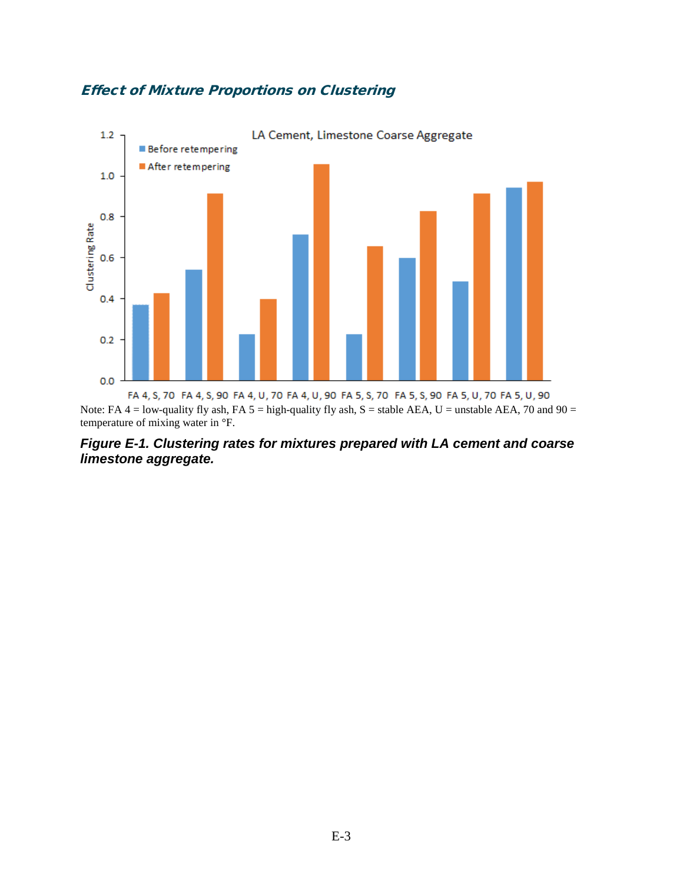### *Effect of Mixture Proportions on Clustering*

Note: FA 4 = low-quality fly ash, FA 5 = high-quality fly ash, S = stable AEA, U = unstable AEA, 70 and 90 = temperature of mixing water in °F.

***Figure E-1. Clustering rates for mixtures prepared with LA cement and coarse limestone aggregate.***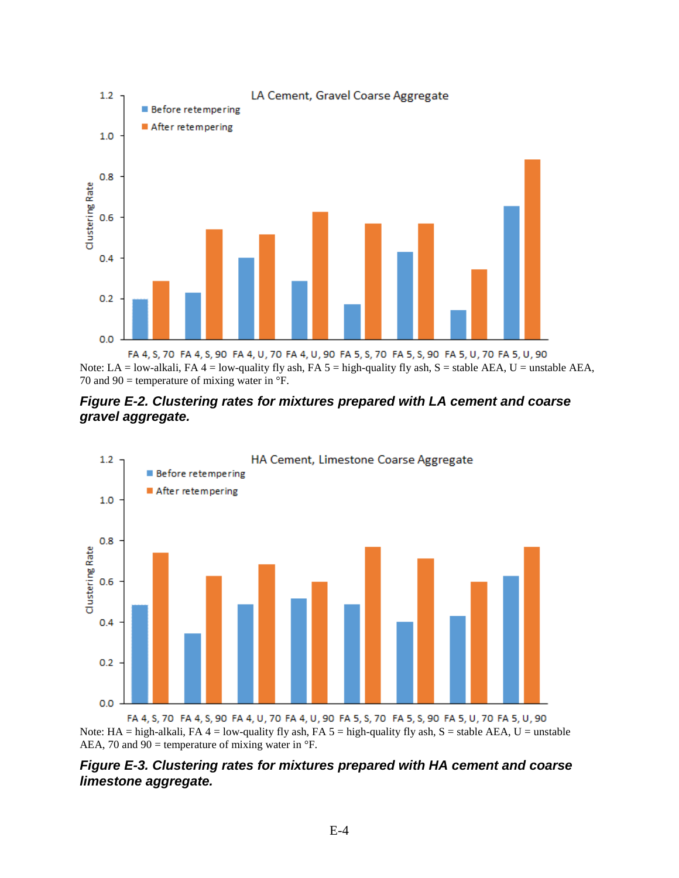Note: LA = low-alkali, FA 4 = low-quality fly ash, FA 5 = high-quality fly ash, S = stable AEA, U = unstable AEA, 70 and 90 = temperature of mixing water in °F.

***Figure E-2. Clustering rates for mixtures prepared with LA cement and coarse gravel aggregate.***

Note: HA = high-alkali, FA 4 = low-quality fly ash, FA 5 = high-quality fly ash, S = stable AEA, U = unstable AEA, 70 and 90 = temperature of mixing water in °F.

***Figure E-3. Clustering rates for mixtures prepared with HA cement and coarse limestone aggregate.***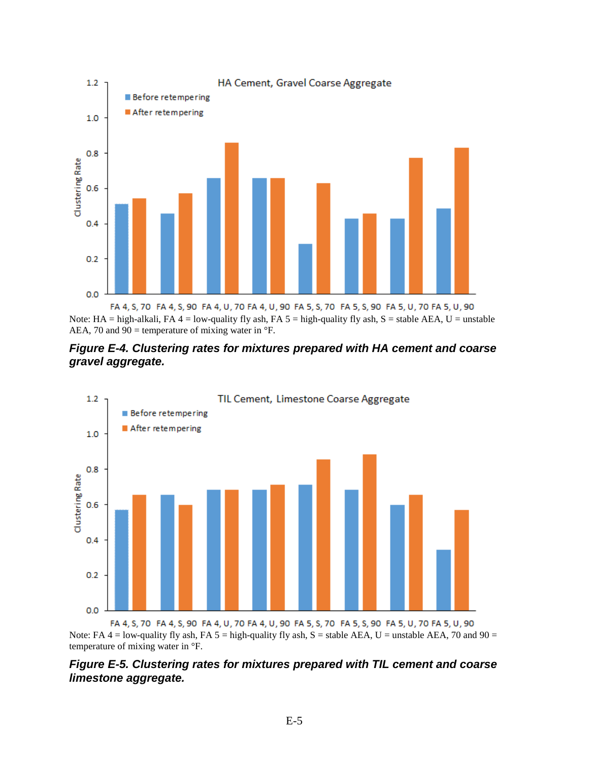Note: HA = high-alkali, FA 4 = low-quality fly ash, FA 5 = high-quality fly ash, S = stable AEA, U = unstable AEA, 70 and 90 = temperature of mixing water in °F.

***Figure E-4. Clustering rates for mixtures prepared with HA cement and coarse gravel aggregate.***

Note: FA 4 = low-quality fly ash, FA 5 = high-quality fly ash, S = stable AEA, U = unstable AEA, 70 and 90 = temperature of mixing water in °F.

***Figure E-5. Clustering rates for mixtures prepared with TIL cement and coarse limestone aggregate.***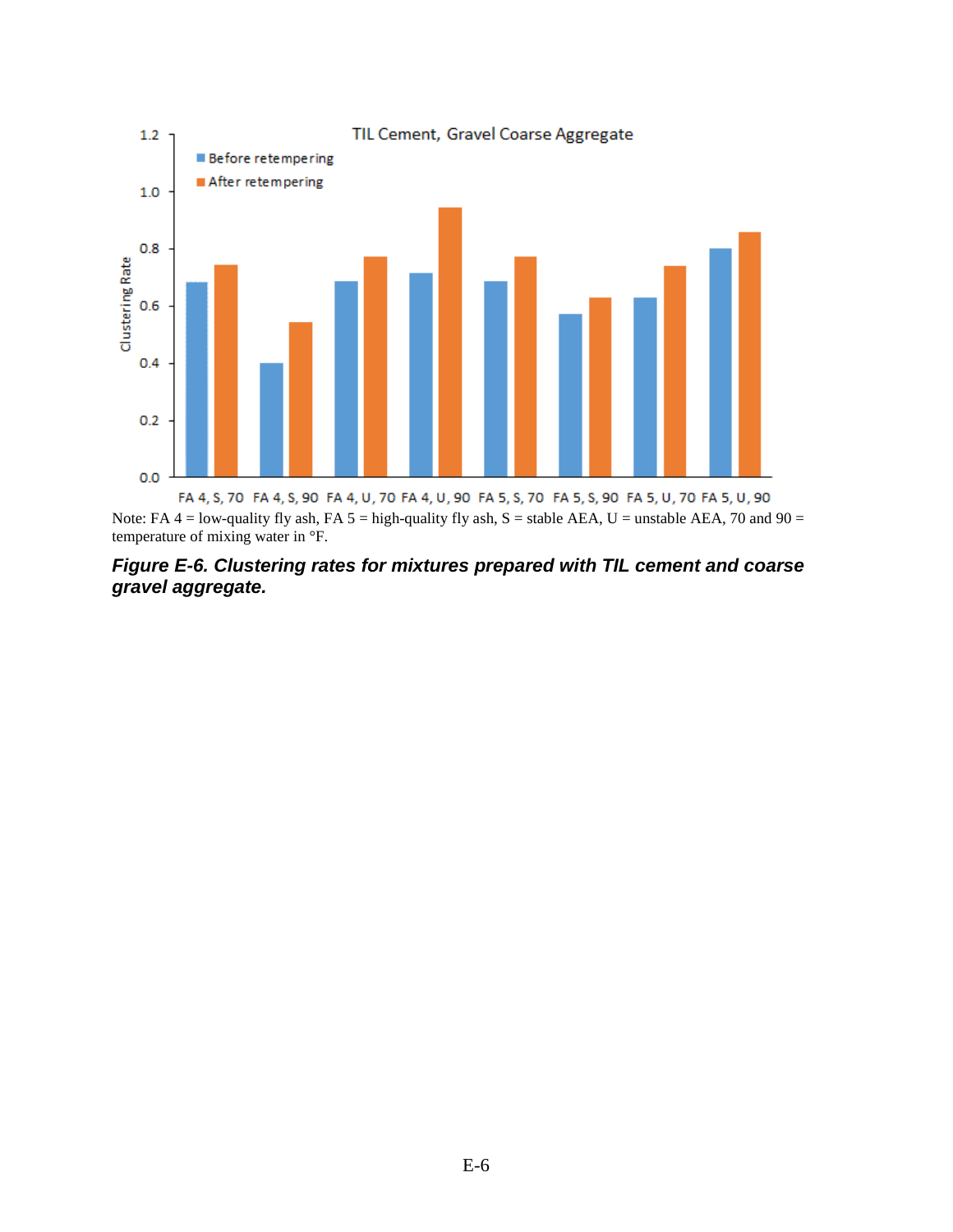Note: FA 4 = low-quality fly ash, FA 5 = high-quality fly ash, S = stable AEA, U = unstable AEA, 70 and 90 = temperature of mixing water in °F.

***Figure E-6. Clustering rates for mixtures prepared with TIL cement and coarse gravel aggregate.***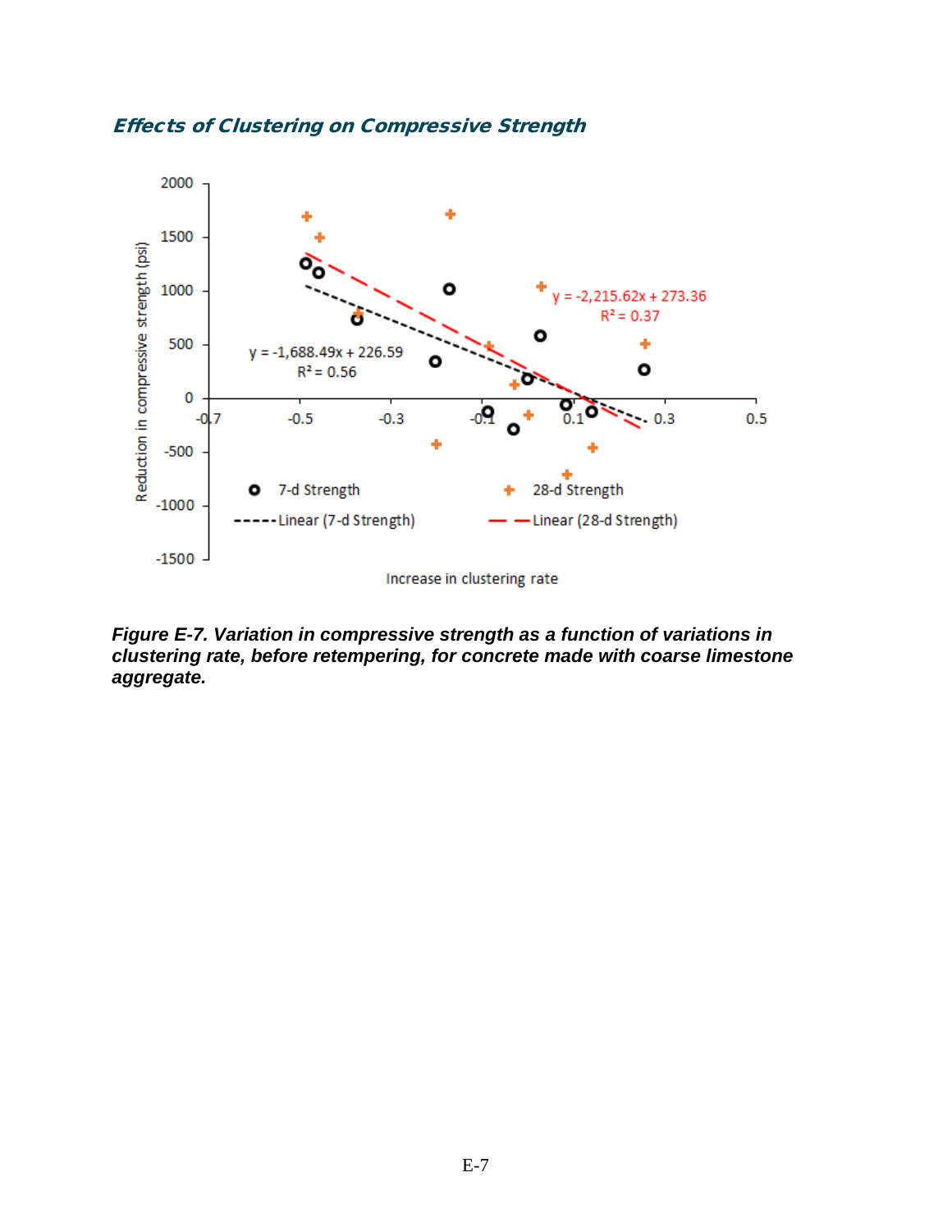### *Effects of Clustering on Compressive Strength*

*Figure E-7. Variation in compressive strength as a function of variations in clustering rate, before retempering, for concrete made with coarse limestone aggregate.*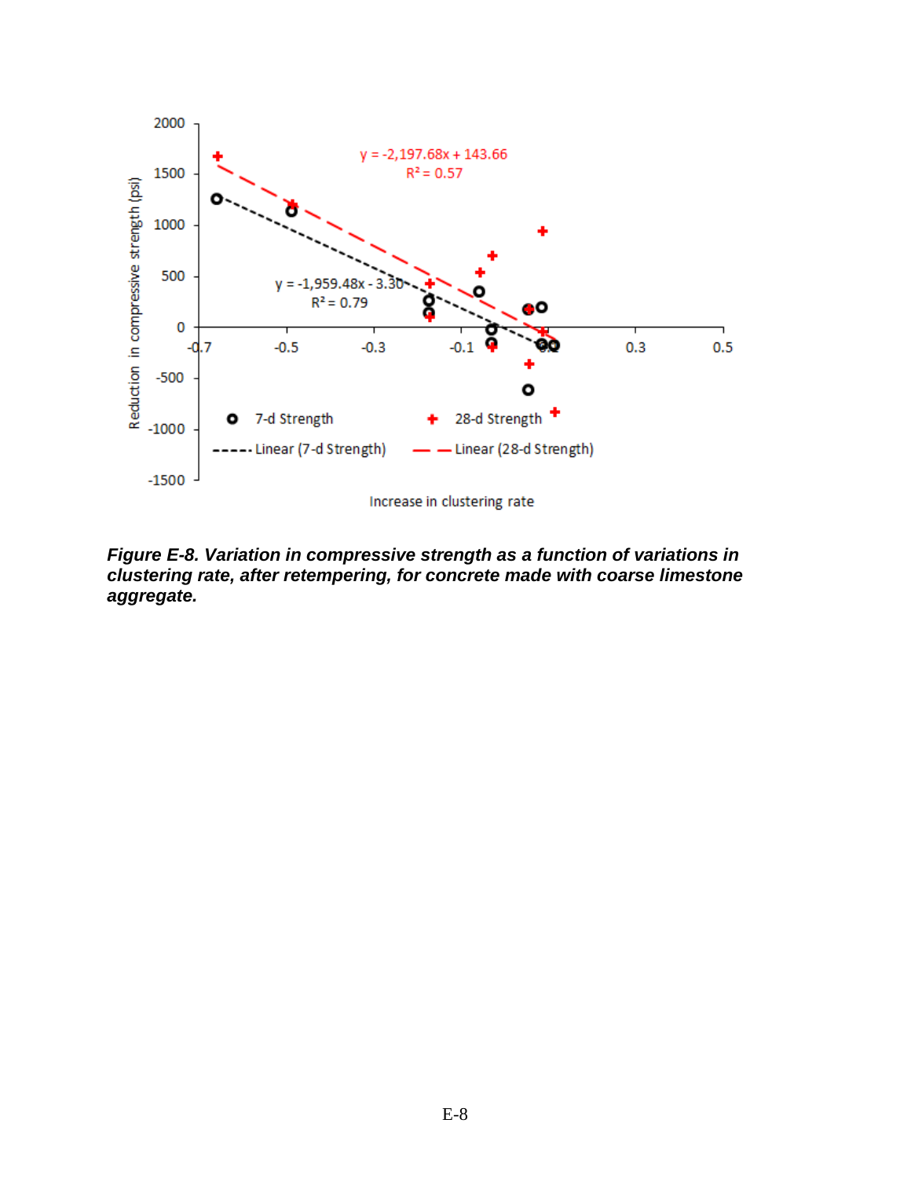***Figure E-8. Variation in compressive strength as a function of variations in clustering rate, after retempering, for concrete made with coarse limestone aggregate.***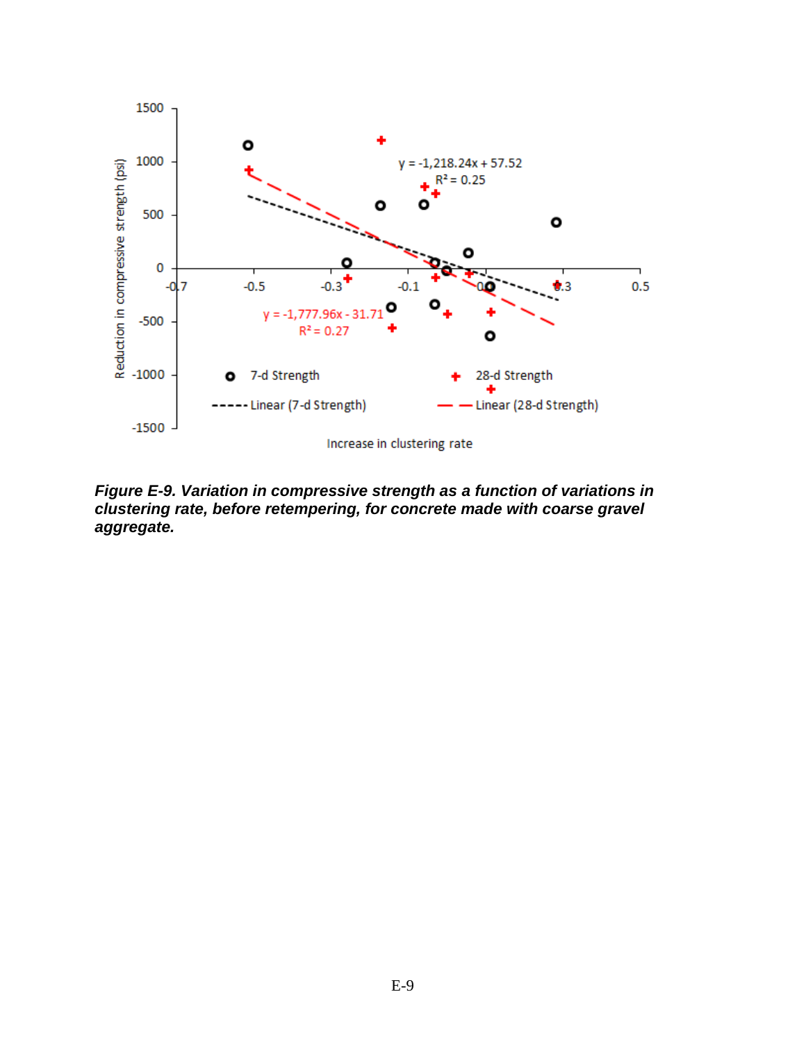*Figure E-9. Variation in compressive strength as a function of variations in clustering rate, before retempering, for concrete made with coarse gravel aggregate.*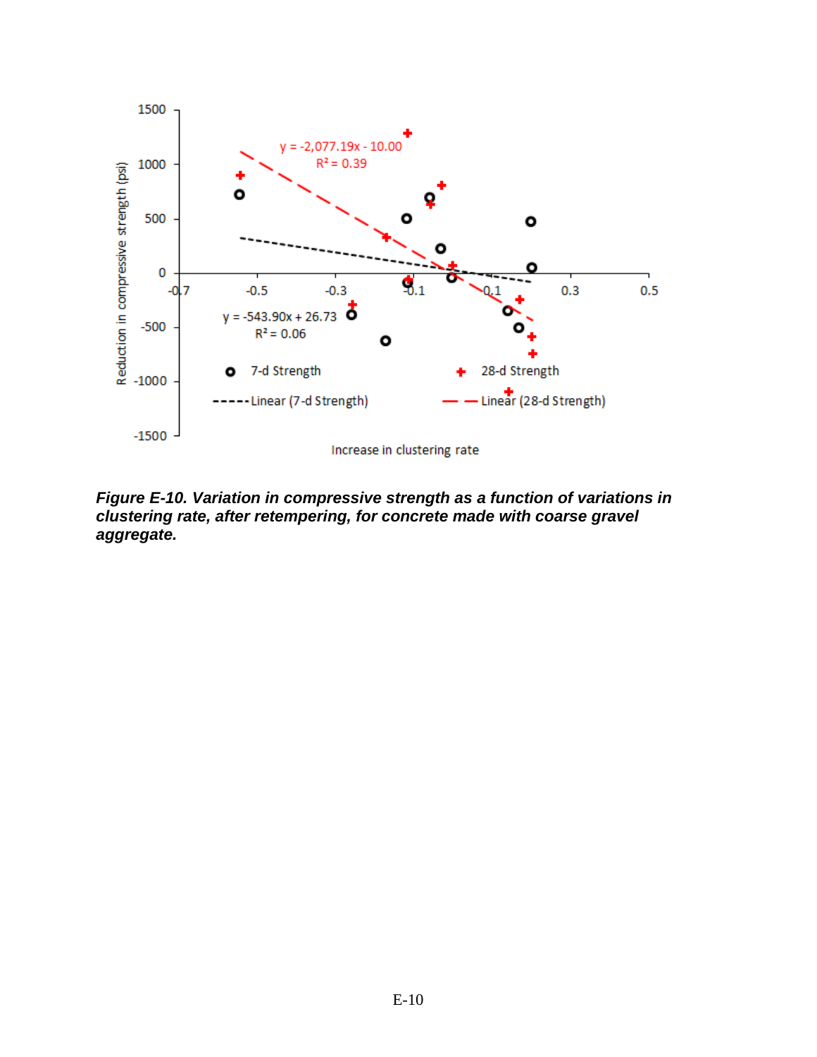1500

1000

500

0

-500

-1000

-1500

Reduction in compressive strength (psi)

-0.7

-0.5

-0.3

-0.1

0.1

0.3

0.5

Increase in clustering rate

y = -2,077.19x - 10.00

$R^2$ = 0.39

y = -543.90x + 26.73

$R^2$ = 0.06

7-d Strength

28-d Strength

Linear (7-d Strength)

Linear (28-d Strength)

***Figure E-10. Variation in compressive strength as a function of variations in clustering rate, after retempering, for concrete made with coarse gravel aggregate.***